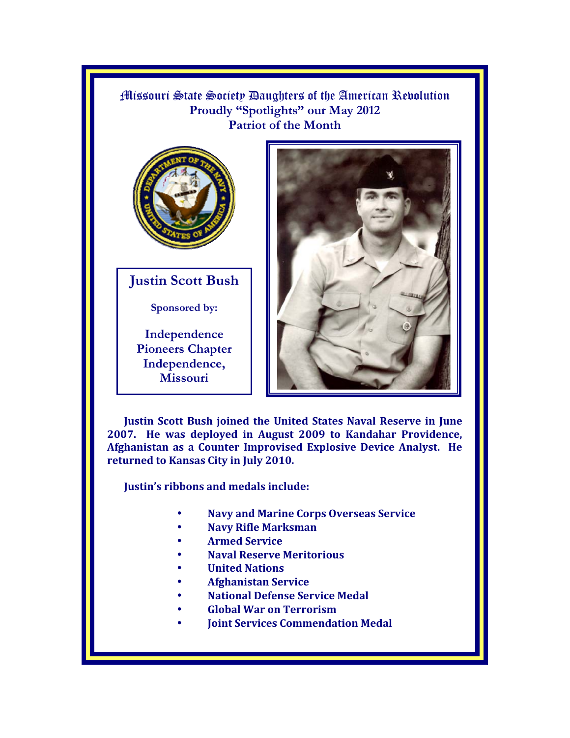# Missouri State Society Daughters of the American Revolution

**Proudly "Spotlights" our May 2012**
**Patriot of the Month**

## Justin Scott Bush

**Sponsored by:**

**Independence Pioneers Chapter**
**Independence, Missouri**

**Justin Scott Bush joined the United States Naval Reserve in June 2007. He was deployed in August 2009 to Kandahar Providence, Afghanistan as a Counter Improvised Explosive Device Analyst. He returned to Kansas City in July 2010.**

**Justin's ribbons and medals include:**

- **Navy and Marine Corps Overseas Service**
- **Navy Rifle Marksman**
- **Armed Service**
- **Naval Reserve Meritorious**
- **United Nations**
- **Afghanistan Service**
- **National Defense Service Medal**
- **Global War on Terrorism**
- **Joint Services Commendation Medal**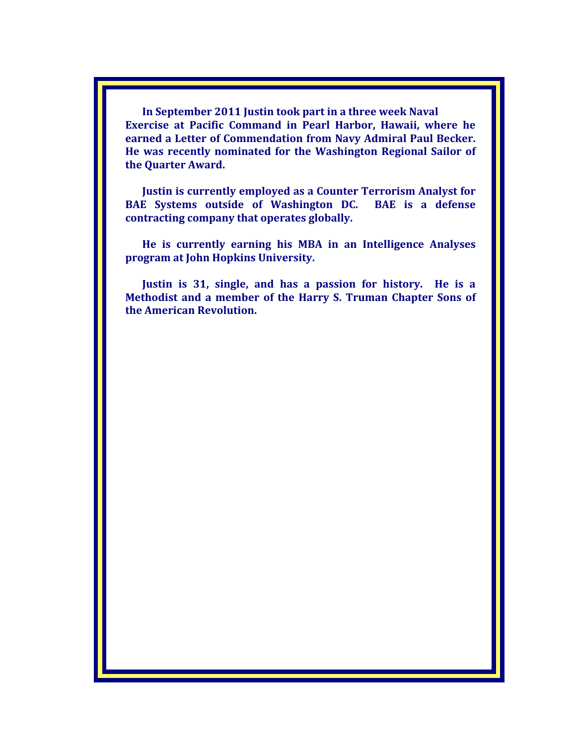**In September 2011 Justin took part in a three week Naval Exercise at Pacific Command in Pearl Harbor, Hawaii, where he earned a Letter of Commendation from Navy Admiral Paul Becker. He was recently nominated for the Washington Regional Sailor of the Quarter Award.**

**Justin is currently employed as a Counter Terrorism Analyst for BAE Systems outside of Washington DC. BAE is a defense contracting company that operates globally.**

**He is currently earning his MBA in an Intelligence Analyses program at John Hopkins University.**

**Justin is 31, single, and has a passion for history. He is a Methodist and a member of the Harry S. Truman Chapter Sons of the American Revolution.**